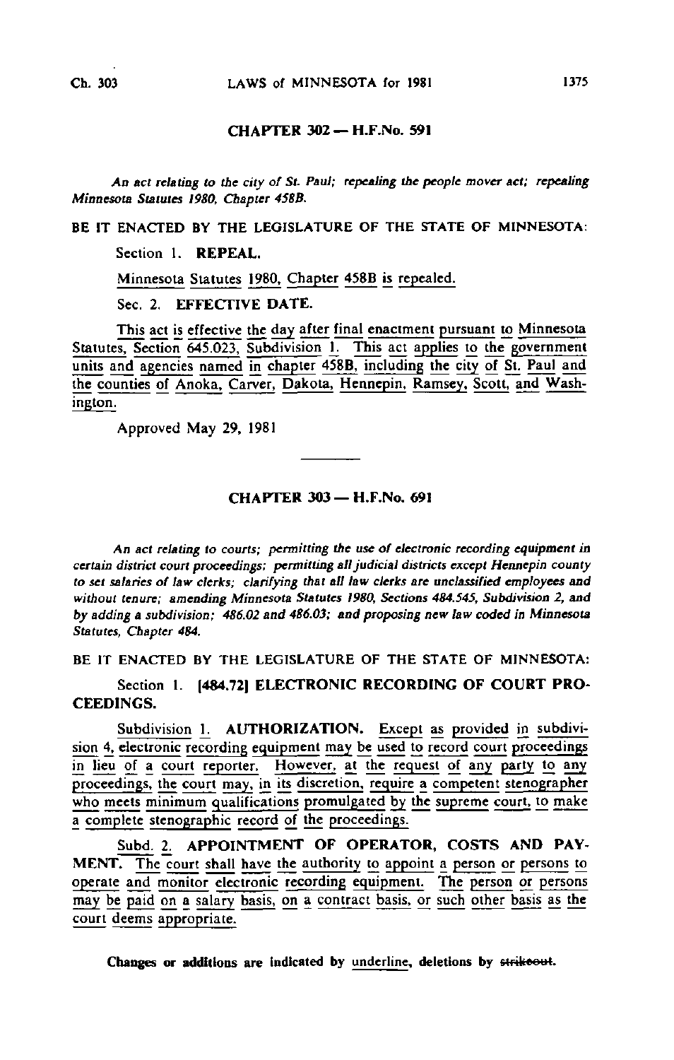## CHAPTER 302 — H.F.No. 591

*An act relating to the city of St. Paul; repealing the people mover act; repealing Minnesota Statutes 1980, Chapter 458B.*

BE IT ENACTED BY THE LEGISLATURE OF THE STATE OF MINNESOTA:

Section 1. **REPEAL.**

Minnesota Statutes 1980, Chapter 458B is repealed.

Sec. 2. **EFFECTIVE DATE.**

This act is effective the day after final enactment pursuant to Minnesota Statutes, Section 645.023, Subdivision 1. This act applies to the government units and agencies named in chapter 458B, including the city of St. Paul and the counties of Anoka, Carver, Dakota, Hennepin, Ramsey, Scott, and Washington.

Approved May 29, 1981

---

## CHAPTER 303 — H.F.No. 691

*An act relating to courts; permitting the use of electronic recording equipment in certain district court proceedings; permitting all judicial districts except Hennepin county to set salaries of law clerks; clarifying that all law clerks are unclassified employees and without tenure; amending Minnesota Statutes 1980, Sections 484.545, Subdivision 2, and by adding a subdivision; 486.02 and 486.03; and proposing new law coded in Minnesota Statutes, Chapter 484.*

BE IT ENACTED BY THE LEGISLATURE OF THE STATE OF MINNESOTA:

Section 1. [484.72] **ELECTRONIC RECORDING OF COURT PROCEEDINGS.**

Subdivision 1. **AUTHORIZATION.** Except as provided in subdivision 4, electronic recording equipment may be used to record court proceedings in lieu of a court reporter. However, at the request of any party to any proceedings, the court may, in its discretion, require a competent stenographer who meets minimum qualifications promulgated by the supreme court, to make a complete stenographic record of the proceedings.

Subd. 2. **APPOINTMENT OF OPERATOR, COSTS AND PAYMENT.** The court shall have the authority to appoint a person or persons to operate and monitor electronic recording equipment. The person or persons may be paid on a salary basis, on a contract basis, or such other basis as the court deems appropriate.

Changes or additions are indicated by underline, deletions by ~~strikeout~~.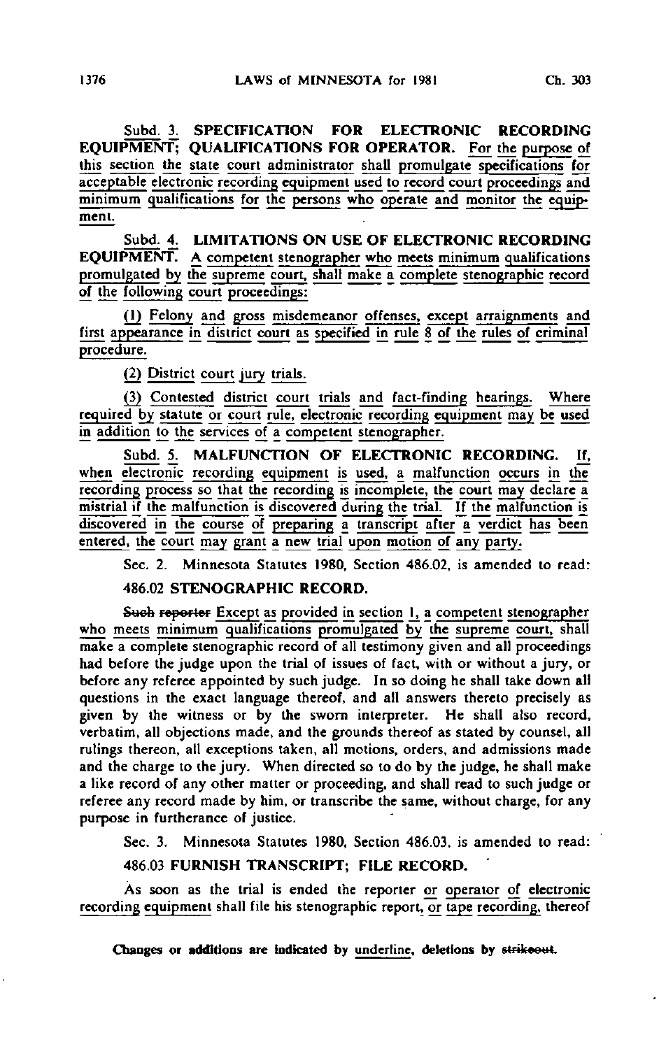Subd. 3. **SPECIFICATION FOR ELECTRONIC RECORDING EQUIPMENT; QUALIFICATIONS FOR OPERATOR.** For the purpose of this section the state court administrator shall promulgate specifications for acceptable electronic recording equipment used to record court proceedings and minimum qualifications for the persons who operate and monitor the equipment.

Subd. 4. **LIMITATIONS ON USE OF ELECTRONIC RECORDING EQUIPMENT.** A competent stenographer who meets minimum qualifications promulgated by the supreme court, shall make a complete stenographic record of the following court proceedings:

(1) Felony and gross misdemeanor offenses, except arraignments and first appearance in district court as specified in rule 8 of the rules of criminal procedure.

(2) District court jury trials.

(3) Contested district court trials and fact-finding hearings. Where required by statute or court rule, electronic recording equipment may be used in addition to the services of a competent stenographer.

Subd. 5. **MALFUNCTION OF ELECTRONIC RECORDING.** If, when electronic recording equipment is used, a malfunction occurs in the recording process so that the recording is incomplete, the court may declare a mistrial if the malfunction is discovered during the trial. If the malfunction is discovered in the course of preparing a transcript after a verdict has been entered, the court may grant a new trial upon motion of any party.

Sec. 2. Minnesota Statutes 1980, Section 486.02, is amended to read:

**486.02 STENOGRAPHIC RECORD.**

~~Such reporter~~ Except as provided in section 1, a competent stenographer who meets minimum qualifications promulgated by the supreme court, shall make a complete stenographic record of all testimony given and all proceedings had before the judge upon the trial of issues of fact, with or without a jury, or before any referee appointed by such judge. In so doing he shall take down all questions in the exact language thereof, and all answers thereto precisely as given by the witness or by the sworn interpreter. He shall also record, verbatim, all objections made, and the grounds thereof as stated by counsel, all rulings thereon, all exceptions taken, all motions, orders, and admissions made and the charge to the jury. When directed so to do by the judge, he shall make a like record of any other matter or proceeding, and shall read to such judge or referee any record made by him, or transcribe the same, without charge, for any purpose in furtherance of justice.

Sec. 3. Minnesota Statutes 1980, Section 486.03, is amended to read:

**486.03 FURNISH TRANSCRIPT; FILE RECORD.**

As soon as the trial is ended the reporter or operator of electronic recording equipment shall file his stenographic report, or tape recording, thereof

**Changes or additions are indicated by underline, deletions by ~~strikeout~~.**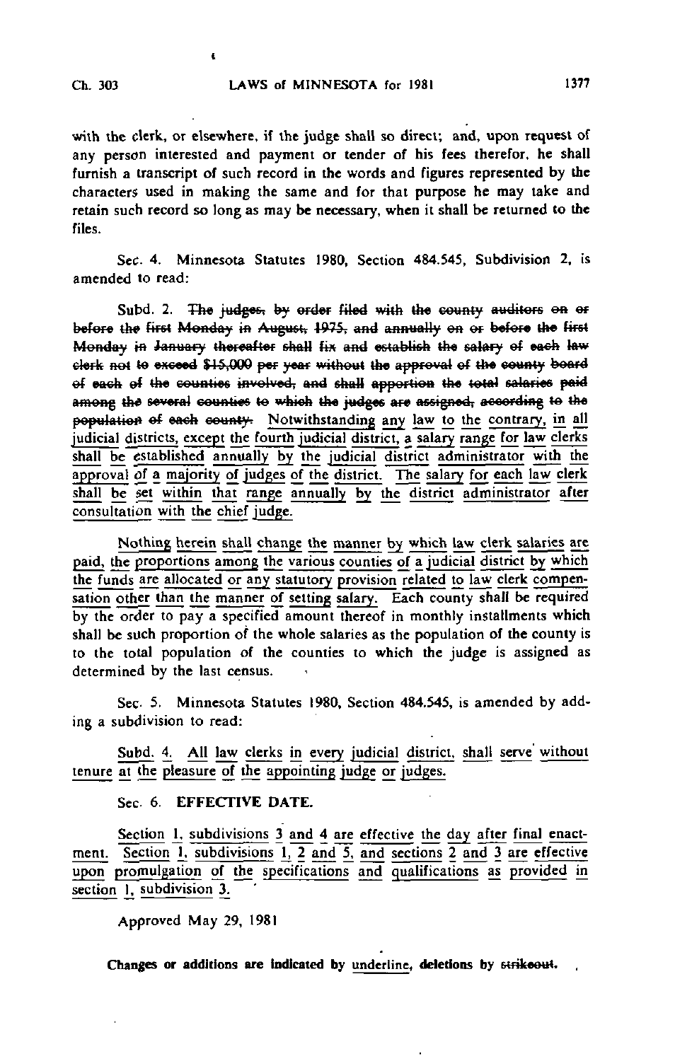with the clerk, or elsewhere, if the judge shall so direct; and, upon request of any person interested and payment or tender of his fees therefor, he shall furnish a transcript of such record in the words and figures represented by the characters used in making the same and for that purpose he may take and retain such record so long as may be necessary, when it shall be returned to the files.

Sec. 4. Minnesota Statutes 1980, Section 484.545, Subdivision 2, is amended to read:

Subd. 2. ~~The judges, by order filed with the county auditors on or before the first Monday in August, 1975, and annually on or before the first Monday in January thereafter shall fix and establish the salary of each law clerk not to exceed $15,000 per year without the approval of the county board of each of the counties involved, and shall apportion the total salaries paid among the several counties to which the judges are assigned, according to the population of each county.~~ Notwithstanding any law to the contrary, in all judicial districts, except the fourth judicial district, a salary range for law clerks shall be established annually by the judicial district administrator with the approval of a majority of judges of the district. The salary for each law clerk shall be set within that range annually by the district administrator after consultation with the chief judge.

Nothing herein shall change the manner by which law clerk salaries are paid, the proportions among the various counties of a judicial district by which the funds are allocated or any statutory provision related to law clerk compensation other than the manner of setting salary. Each county shall be required by the order to pay a specified amount thereof in monthly installments which shall be such proportion of the whole salaries as the population of the county is to the total population of the counties to which the judge is assigned as determined by the last census.

Sec. 5. Minnesota Statutes 1980, Section 484.545, is amended by adding a subdivision to read:

Subd. 4. All law clerks in every judicial district, shall serve without tenure at the pleasure of the appointing judge or judges.

Sec. 6. **EFFECTIVE DATE.**

Section 1, subdivisions 3 and 4 are effective the day after final enactment. Section 1, subdivisions 1, 2 and 5, and sections 2 and 3 are effective upon promulgation of the specifications and qualifications as provided in section 1, subdivision 3.

Approved May 29, 1981

**Changes or additions are indicated by underline, deletions by ~~strikeout~~.**